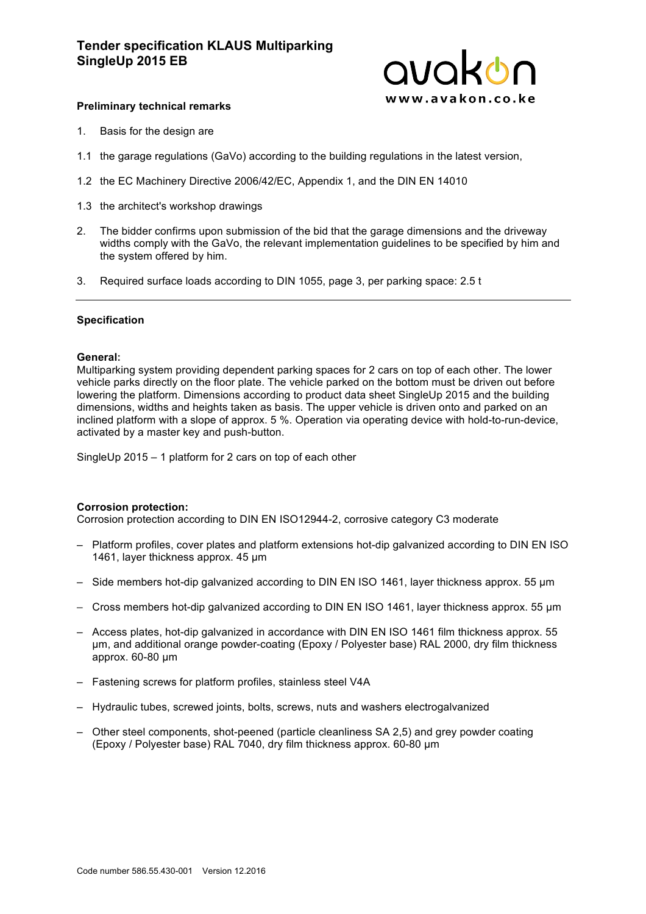# Tender specification KLAUS Multiparking SingleUp 2015 EB

### Preliminary technical remarks

1. Basis for the design are

1.1 the garage regulations (GaVo) according to the building regulations in the latest version,

1.2 the EC Machinery Directive 2006/42/EC, Appendix 1, and the DIN EN 14010

1.3 the architect's workshop drawings

2. The bidder confirms upon submission of the bid that the garage dimensions and the driveway widths comply with the GaVo, the relevant implementation guidelines to be specified by him and the system offered by him.

3. Required surface loads according to DIN 1055, page 3, per parking space: 2.5 t

---

### Specification

**General:**
Multiparking system providing dependent parking spaces for 2 cars on top of each other. The lower vehicle parks directly on the floor plate. The vehicle parked on the bottom must be driven out before lowering the platform. Dimensions according to product data sheet SingleUp 2015 and the building dimensions, widths and heights taken as basis. The upper vehicle is driven onto and parked on an inclined platform with a slope of approx. 5 %. Operation via operating device with hold-to-run-device, activated by a master key and push-button.

SingleUp 2015 – 1 platform for 2 cars on top of each other

**Corrosion protection:**
Corrosion protection according to DIN EN ISO12944-2, corrosive category C3 moderate

- Platform profiles, cover plates and platform extensions hot-dip galvanized according to DIN EN ISO 1461, layer thickness approx. 45 µm
- Side members hot-dip galvanized according to DIN EN ISO 1461, layer thickness approx. 55 µm
- Cross members hot-dip galvanized according to DIN EN ISO 1461, layer thickness approx. 55 µm
- Access plates, hot-dip galvanized in accordance with DIN EN ISO 1461 film thickness approx. 55 µm, and additional orange powder-coating (Epoxy / Polyester base) RAL 2000, dry film thickness approx. 60-80 µm
- Fastening screws for platform profiles, stainless steel V4A
- Hydraulic tubes, screwed joints, bolts, screws, nuts and washers electrogalvanized
- Other steel components, shot-peened (particle cleanliness SA 2,5) and grey powder coating (Epoxy / Polyester base) RAL 7040, dry film thickness approx. 60-80 µm

Code number 586.55.430-001 Version 12.2016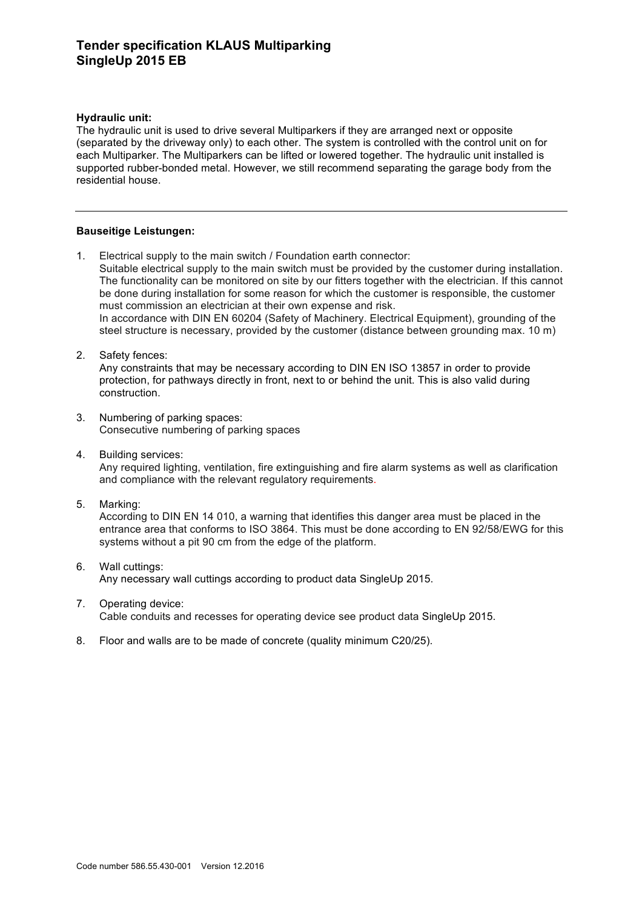# Tender specification KLAUS Multiparking SingleUp 2015 EB

**Hydraulic unit:**
The hydraulic unit is used to drive several Multiparkers if they are arranged next or opposite (separated by the driveway only) to each other. The system is controlled with the control unit on for each Multiparker. The Multiparkers can be lifted or lowered together. The hydraulic unit installed is supported rubber-bonded metal. However, we still recommend separating the garage body from the residential house.

---

**Bauseitige Leistungen:**

1. Electrical supply to the main switch / Foundation earth connector:
   Suitable electrical supply to the main switch must be provided by the customer during installation. The functionality can be monitored on site by our fitters together with the electrician. If this cannot be done during installation for some reason for which the customer is responsible, the customer must commission an electrician at their own expense and risk.
   In accordance with DIN EN 60204 (Safety of Machinery. Electrical Equipment), grounding of the steel structure is necessary, provided by the customer (distance between grounding max. 10 m)

2. Safety fences:
   Any constraints that may be necessary according to DIN EN ISO 13857 in order to provide protection, for pathways directly in front, next to or behind the unit. This is also valid during construction.

3. Numbering of parking spaces:
   Consecutive numbering of parking spaces

4. Building services:
   Any required lighting, ventilation, fire extinguishing and fire alarm systems as well as clarification and compliance with the relevant regulatory requirements.

5. Marking:
   According to DIN EN 14 010, a warning that identifies this danger area must be placed in the entrance area that conforms to ISO 3864. This must be done according to EN 92/58/EWG for this systems without a pit 90 cm from the edge of the platform.

6. Wall cuttings:
   Any necessary wall cuttings according to product data SingleUp 2015.

7. Operating device:
   Cable conduits and recesses for operating device see product data SingleUp 2015.

8. Floor and walls are to be made of concrete (quality minimum C20/25).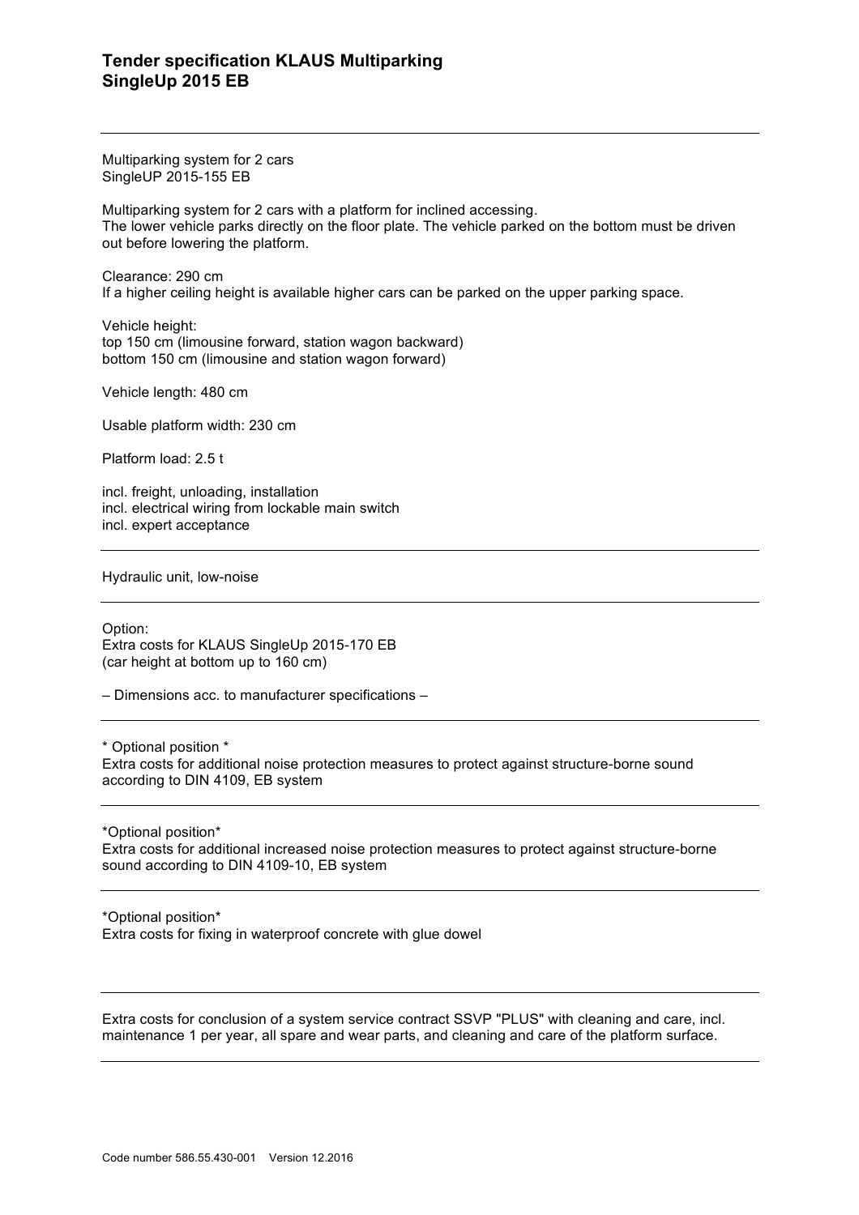# Tender specification KLAUS Multiparking SingleUp 2015 EB

---

Multiparking system for 2 cars
SingleUP 2015-155 EB

Multiparking system for 2 cars with a platform for inclined accessing.
The lower vehicle parks directly on the floor plate. The vehicle parked on the bottom must be driven out before lowering the platform.

Clearance: 290 cm
If a higher ceiling height is available higher cars can be parked on the upper parking space.

Vehicle height:
top 150 cm (limousine forward, station wagon backward)
bottom 150 cm (limousine and station wagon forward)

Vehicle length: 480 cm

Usable platform width: 230 cm

Platform load: 2.5 t

incl. freight, unloading, installation
incl. electrical wiring from lockable main switch
incl. expert acceptance

---

Hydraulic unit, low-noise

---

Option:
Extra costs for KLAUS SingleUp 2015-170 EB
(car height at bottom up to 160 cm)

– Dimensions acc. to manufacturer specifications –

---

* Optional position *
Extra costs for additional noise protection measures to protect against structure-borne sound according to DIN 4109, EB system

---

*Optional position*
Extra costs for additional increased noise protection measures to protect against structure-borne sound according to DIN 4109-10, EB system

---

*Optional position*
Extra costs for fixing in waterproof concrete with glue dowel

---

Extra costs for conclusion of a system service contract SSVP "PLUS" with cleaning and care, incl. maintenance 1 per year, all spare and wear parts, and cleaning and care of the platform surface.

---

Code number 586.55.430-001 Version 12.2016